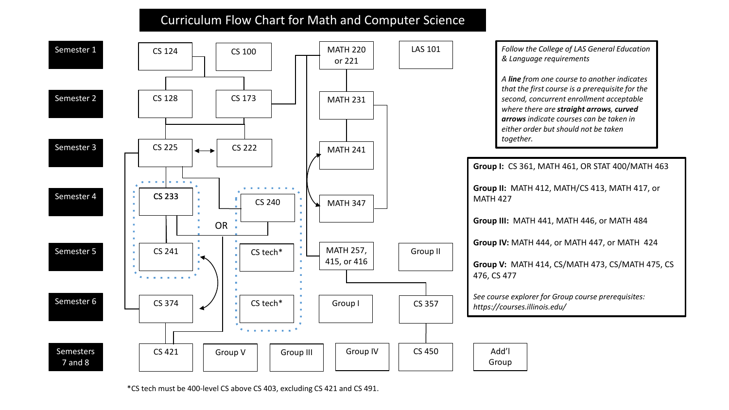# Curriculum Flow Chart for Math and Computer Science

| Semester | Courses |
| --- | --- |
| Semester 1 | CS 124, CS 100, MATH 220 or 221, LAS 101 |
| Semester 2 | CS 128, CS 173, MATH 231 |
| Semester 3 | CS 225, CS 222, MATH 241 |
| Semester 4 | CS 233, CS 240, MATH 347 |
| Semester 5 | CS 241, CS tech*, MATH 257, 415, or 416, Group II |
| Semester 6 | CS 374, CS tech*, Group I, CS 357 |
| Semesters 7 and 8 | CS 421, Group V, Group III, Group IV, CS 450, Add'l Group |

OR

*Follow the College of LAS General Education & Language requirements*

*A* ***line*** *from one course to another indicates that the first course is a prerequisite for the second, concurrent enrollment acceptable where there are* ***straight arrows***, ***curved arrows*** *indicate courses can be taken in either order but should not be taken together.*

**Group I:** CS 361, MATH 461, OR STAT 400/MATH 463

**Group II:** MATH 412, MATH/CS 413, MATH 417, or MATH 427

**Group III:** MATH 441, MATH 446, or MATH 484

**Group IV:** MATH 444, or MATH 447, or MATH 424

**Group V:** MATH 414, CS/MATH 473, CS/MATH 475, CS 476, CS 477

*See course explorer for Group course prerequisites: https://courses.illinois.edu/*

*CS tech must be 400-level CS above CS 403, excluding CS 421 and CS 491.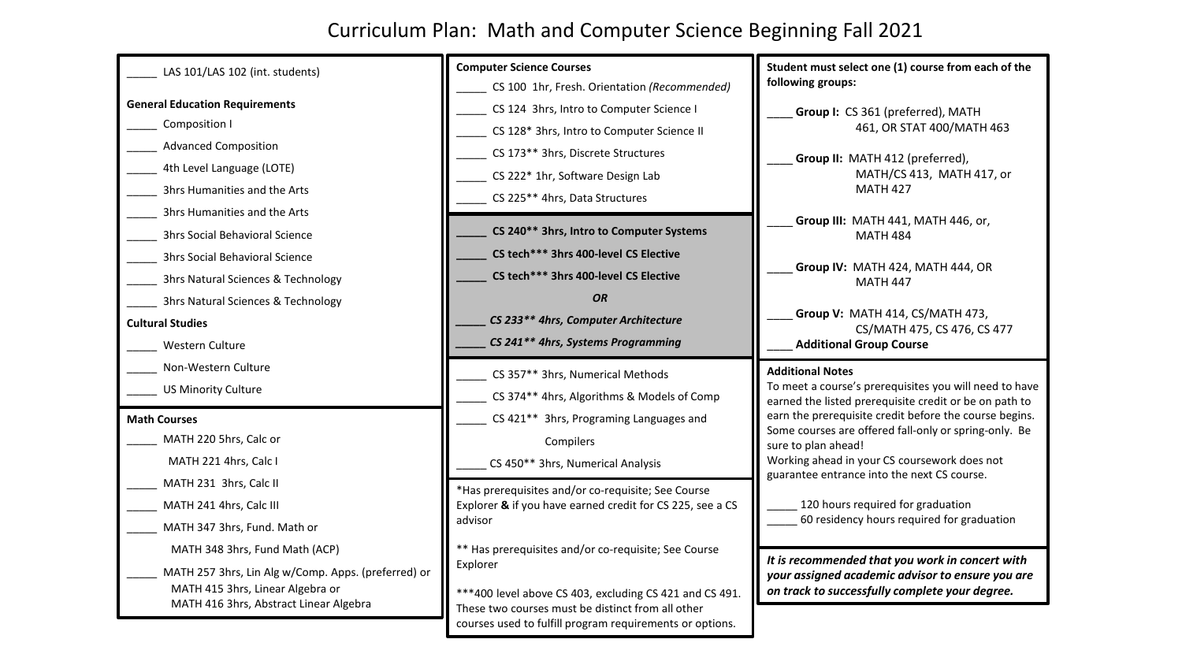# Curriculum Plan: Math and Computer Science Beginning Fall 2021

_____ LAS 101/LAS 102 (int. students)

**General Education Requirements**

- _____ Composition I
- _____ Advanced Composition
- _____ 4th Level Language (LOTE)
- _____ 3hrs Humanities and the Arts
- _____ 3hrs Humanities and the Arts
- _____ 3hrs Social Behavioral Science
- _____ 3hrs Social Behavioral Science
- _____ 3hrs Natural Sciences & Technology
- _____ 3hrs Natural Sciences & Technology

**Cultural Studies**

- _____ Western Culture
- _____ Non-Western Culture
- _____ US Minority Culture

**Math Courses**

- _____ MATH 220 5hrs, Calc or
  MATH 221 4hrs, Calc I
- _____ MATH 231 3hrs, Calc II
- _____ MATH 241 4hrs, Calc III
- _____ MATH 347 3hrs, Fund. Math or
  MATH 348 3hrs, Fund Math (ACP)
- _____ MATH 257 3hrs, Lin Alg w/Comp. Apps. (preferred) or
  MATH 415 3hrs, Linear Algebra or
  MATH 416 3hrs, Abstract Linear Algebra

**Computer Science Courses**

- _____ CS 100 1hr, Fresh. Orientation *(Recommended)*
- _____ CS 124 3hrs, Intro to Computer Science I
- _____ CS 128* 3hrs, Intro to Computer Science II
- _____ CS 173** 3hrs, Discrete Structures
- _____ CS 222* 1hr, Software Design Lab
- _____ CS 225** 4hrs, Data Structures

- **_____ CS 240** 3hrs, Intro to Computer Systems**
- **_____ CS tech*** 3hrs 400-level CS Elective**
- **_____ CS tech*** 3hrs 400-level CS Elective**

***OR***

- ***_____ CS 233** 4hrs, Computer Architecture***
- ***_____ CS 241** 4hrs, Systems Programming***

- _____ CS 357** 3hrs, Numerical Methods
- _____ CS 374** 4hrs, Algorithms & Models of Comp
- _____ CS 421** 3hrs, Programing Languages and Compilers
- _____ CS 450** 3hrs, Numerical Analysis

*Has prerequisites and/or co-requisite; See Course Explorer **&** if you have earned credit for CS 225, see a CS advisor

** Has prerequisites and/or co-requisite; See Course Explorer

***400 level above CS 403, excluding CS 421 and CS 491. These two courses must be distinct from all other courses used to fulfill program requirements or options.

**Student must select one (1) course from each of the following groups:**

- ____ **Group I:** CS 361 (preferred), MATH 461, OR STAT 400/MATH 463
- ____ **Group II:** MATH 412 (preferred), MATH/CS 413, MATH 417, or MATH 427
- ____ **Group III:** MATH 441, MATH 446, or, MATH 484
- ____ **Group IV:** MATH 424, MATH 444, OR MATH 447
- ____ **Group V:** MATH 414, CS/MATH 473, CS/MATH 475, CS 476, CS 477
- ____ **Additional Group Course**

**Additional Notes**

To meet a course's prerequisites you will need to have earned the listed prerequisite credit or be on path to earn the prerequisite credit before the course begins. Some courses are offered fall-only or spring-only. Be sure to plan ahead!

Working ahead in your CS coursework does not guarantee entrance into the next CS course.

- _____ 120 hours required for graduation
- _____ 60 residency hours required for graduation

***It is recommended that you work in concert with your assigned academic advisor to ensure you are on track to successfully complete your degree.***